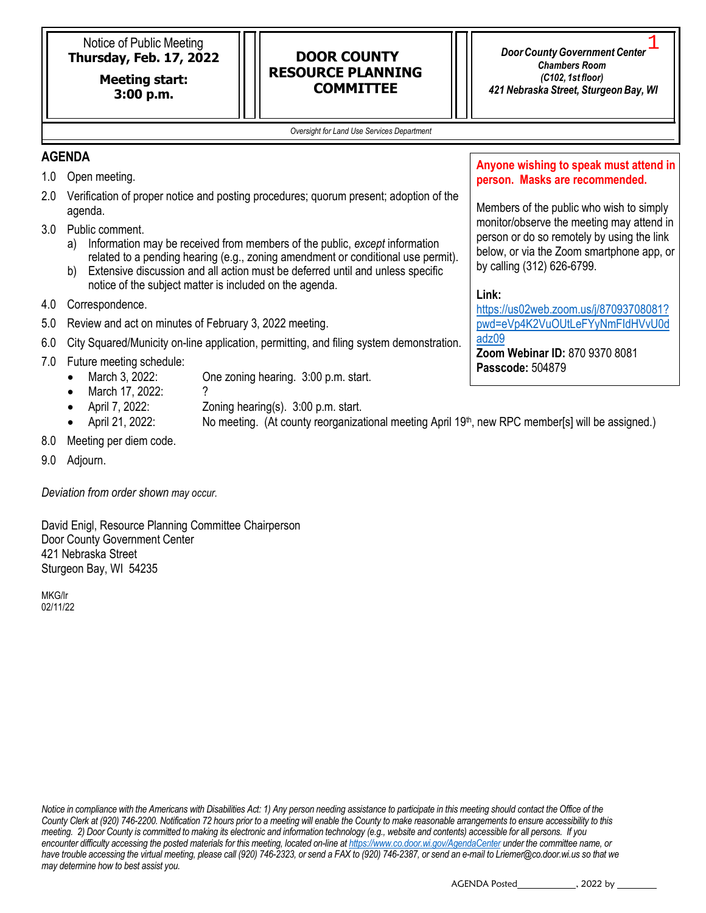Notice of Public Meeting
**Thursday, Feb. 17, 2022**

**Meeting start: 3:00 p.m.**

# DOOR COUNTY RESOURCE PLANNING COMMITTEE

***Door County Government Center***
***Chambers Room***
***(C102, 1st floor)***
***421 Nebraska Street, Sturgeon Bay, WI***

*Oversight for Land Use Services Department*

## AGENDA

**Anyone wishing to speak must attend in person. Masks are recommended.**

Members of the public who wish to simply monitor/observe the meeting may attend in person or do so remotely by using the link below, or via the Zoom smartphone app, or by calling (312) 626-6799.

**Link:**
https://us02web.zoom.us/j/87093708081?pwd=eVp4K2VuOUtLeFYyNmFIdHVvU0dadz09
**Zoom Webinar ID:** 870 9370 8081
**Passcode:** 504879

1.0 Open meeting.

2.0 Verification of proper notice and posting procedures; quorum present; adoption of the agenda.

3.0 Public comment.
   a) Information may be received from members of the public, *except* information related to a pending hearing (e.g., zoning amendment or conditional use permit).
   b) Extensive discussion and all action must be deferred until and unless specific notice of the subject matter is included on the agenda.

4.0 Correspondence.

5.0 Review and act on minutes of February 3, 2022 meeting.

6.0 City Squared/Municity on-line application, permitting, and filing system demonstration.

7.0 Future meeting schedule:
   - March 3, 2022: One zoning hearing. 3:00 p.m. start.
   - March 17, 2022: ?
   - April 7, 2022: Zoning hearing(s). 3:00 p.m. start.
   - April 21, 2022: No meeting. (At county reorganizational meeting April 19th, new RPC member[s] will be assigned.)

8.0 Meeting per diem code.

9.0 Adjourn.

*Deviation from order shown may occur.*

David Enigl, Resource Planning Committee Chairperson
Door County Government Center
421 Nebraska Street
Sturgeon Bay, WI 54235

MKG/lr
02/11/22

*Notice in compliance with the Americans with Disabilities Act: 1) Any person needing assistance to participate in this meeting should contact the Office of the County Clerk at (920) 746-2200. Notification 72 hours prior to a meeting will enable the County to make reasonable arrangements to ensure accessibility to this meeting. 2) Door County is committed to making its electronic and information technology (e.g., website and contents) accessible for all persons. If you encounter difficulty accessing the posted materials for this meeting, located on-line at https://www.co.door.wi.gov/AgendaCenter under the committee name, or have trouble accessing the virtual meeting, please call (920) 746-2323, or send a FAX to (920) 746-2387, or send an e-mail to Lriemer@co.door.wi.us so that we may determine how to best assist you.*

AGENDA Posted\_\_\_\_\_\_\_\_\_\_\_\_, 2022 by \_\_\_\_\_\_\_\_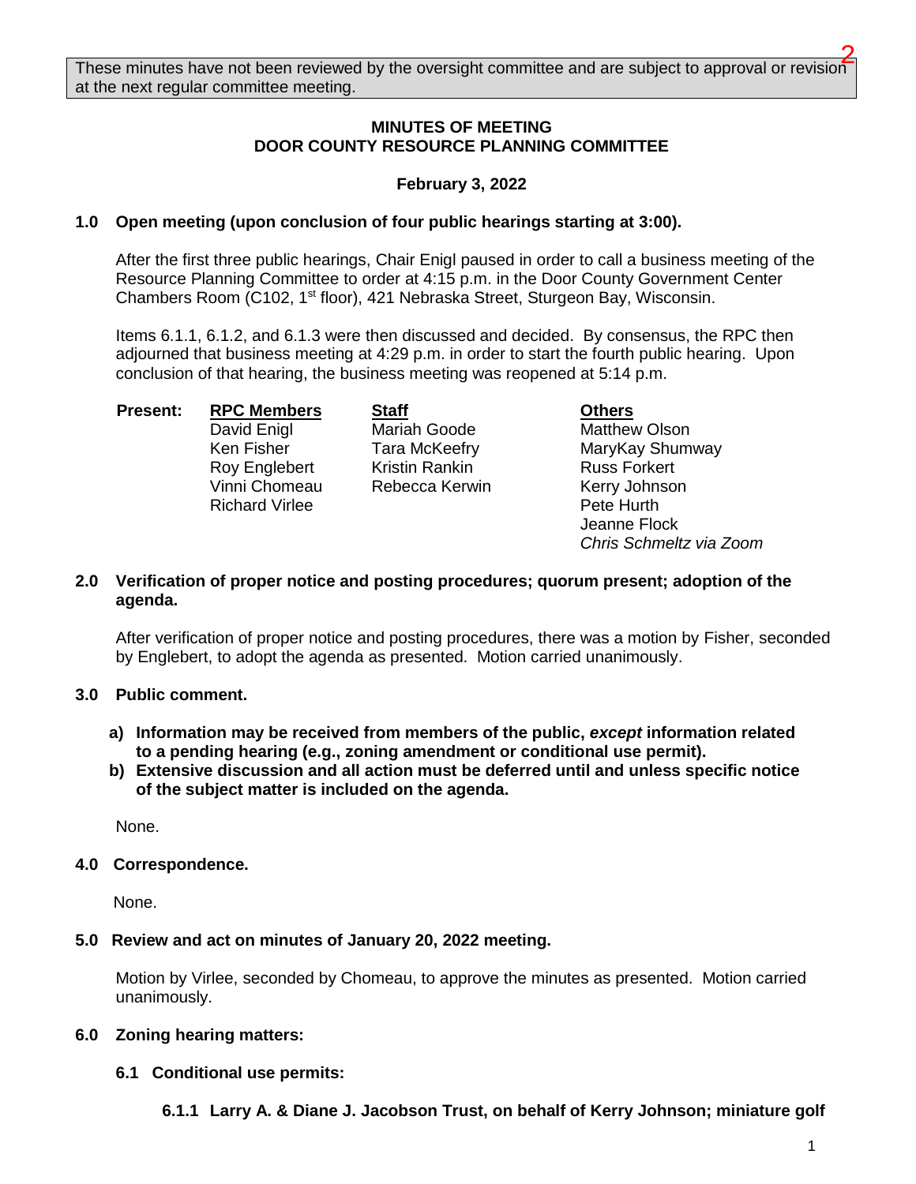These minutes have not been reviewed by the oversight committee and are subject to approval or revision at the next regular committee meeting.

**MINUTES OF MEETING**
**DOOR COUNTY RESOURCE PLANNING COMMITTEE**

**February 3, 2022**

**1.0 Open meeting (upon conclusion of four public hearings starting at 3:00).**

After the first three public hearings, Chair Enigl paused in order to call a business meeting of the Resource Planning Committee to order at 4:15 p.m. in the Door County Government Center Chambers Room (C102, 1st floor), 421 Nebraska Street, Sturgeon Bay, Wisconsin.

Items 6.1.1, 6.1.2, and 6.1.3 were then discussed and decided. By consensus, the RPC then adjourned that business meeting at 4:29 p.m. in order to start the fourth public hearing. Upon conclusion of that hearing, the business meeting was reopened at 5:14 p.m.

| Present: | RPC Members | Staff | Others |
|---|---|---|---|
| | David Enigl | Mariah Goode | Matthew Olson |
| | Ken Fisher | Tara McKeefry | MaryKay Shumway |
| | Roy Englebert | Kristin Rankin | Russ Forkert |
| | Vinni Chomeau | Rebecca Kerwin | Kerry Johnson |
| | Richard Virlee | | Pete Hurth |
| | | | Jeanne Flock |
| | | | *Chris Schmeltz via Zoom* |

**2.0 Verification of proper notice and posting procedures; quorum present; adoption of the agenda.**

After verification of proper notice and posting procedures, there was a motion by Fisher, seconded by Englebert, to adopt the agenda as presented. Motion carried unanimously.

**3.0 Public comment.**

**a) Information may be received from members of the public, *except* information related to a pending hearing (e.g., zoning amendment or conditional use permit).**
**b) Extensive discussion and all action must be deferred until and unless specific notice of the subject matter is included on the agenda.**

None.

**4.0 Correspondence.**

None.

**5.0 Review and act on minutes of January 20, 2022 meeting.**

Motion by Virlee, seconded by Chomeau, to approve the minutes as presented. Motion carried unanimously.

**6.0 Zoning hearing matters:**

**6.1 Conditional use permits:**

**6.1.1 Larry A. & Diane J. Jacobson Trust, on behalf of Kerry Johnson; miniature golf**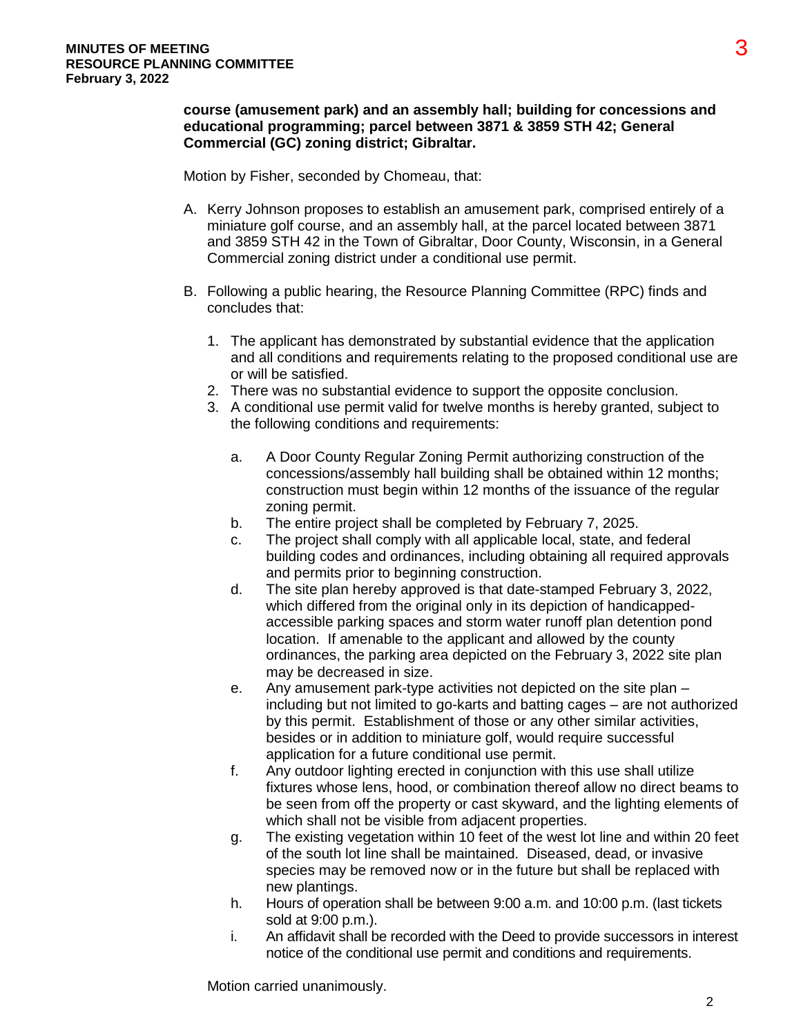**course (amusement park) and an assembly hall; building for concessions and educational programming; parcel between 3871 & 3859 STH 42; General Commercial (GC) zoning district; Gibraltar.**

Motion by Fisher, seconded by Chomeau, that:

A. Kerry Johnson proposes to establish an amusement park, comprised entirely of a miniature golf course, and an assembly hall, at the parcel located between 3871 and 3859 STH 42 in the Town of Gibraltar, Door County, Wisconsin, in a General Commercial zoning district under a conditional use permit.

B. Following a public hearing, the Resource Planning Committee (RPC) finds and concludes that:

   1. The applicant has demonstrated by substantial evidence that the application and all conditions and requirements relating to the proposed conditional use are or will be satisfied.
   2. There was no substantial evidence to support the opposite conclusion.
   3. A conditional use permit valid for twelve months is hereby granted, subject to the following conditions and requirements:

      a. A Door County Regular Zoning Permit authorizing construction of the concessions/assembly hall building shall be obtained within 12 months; construction must begin within 12 months of the issuance of the regular zoning permit.

      b. The entire project shall be completed by February 7, 2025.

      c. The project shall comply with all applicable local, state, and federal building codes and ordinances, including obtaining all required approvals and permits prior to beginning construction.

      d. The site plan hereby approved is that date-stamped February 3, 2022, which differed from the original only in its depiction of handicapped-accessible parking spaces and storm water runoff plan detention pond location. If amenable to the applicant and allowed by the county ordinances, the parking area depicted on the February 3, 2022 site plan may be decreased in size.

      e. Any amusement park-type activities not depicted on the site plan – including but not limited to go-karts and batting cages – are not authorized by this permit. Establishment of those or any other similar activities, besides or in addition to miniature golf, would require successful application for a future conditional use permit.

      f. Any outdoor lighting erected in conjunction with this use shall utilize fixtures whose lens, hood, or combination thereof allow no direct beams to be seen from off the property or cast skyward, and the lighting elements of which shall not be visible from adjacent properties.

      g. The existing vegetation within 10 feet of the west lot line and within 20 feet of the south lot line shall be maintained. Diseased, dead, or invasive species may be removed now or in the future but shall be replaced with new plantings.

      h. Hours of operation shall be between 9:00 a.m. and 10:00 p.m. (last tickets sold at 9:00 p.m.).

      i. An affidavit shall be recorded with the Deed to provide successors in interest notice of the conditional use permit and conditions and requirements.

Motion carried unanimously.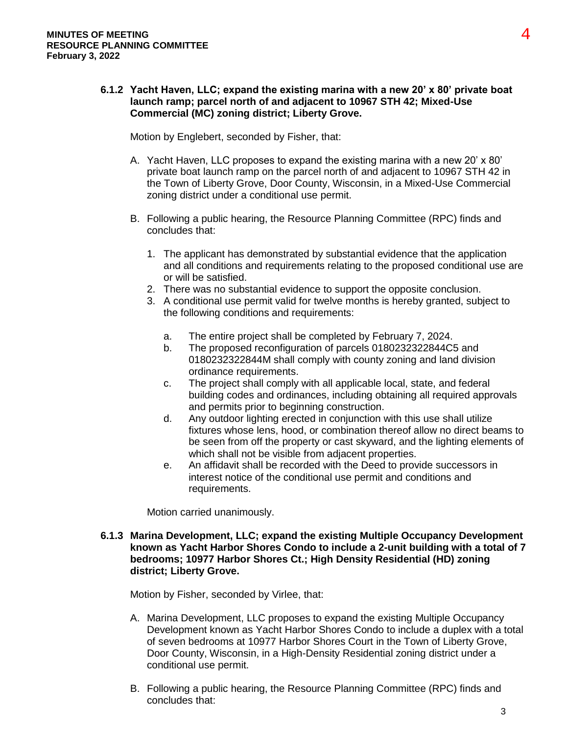**6.1.2 Yacht Haven, LLC; expand the existing marina with a new 20' x 80' private boat launch ramp; parcel north of and adjacent to 10967 STH 42; Mixed-Use Commercial (MC) zoning district; Liberty Grove.**

Motion by Englebert, seconded by Fisher, that:

A. Yacht Haven, LLC proposes to expand the existing marina with a new 20' x 80' private boat launch ramp on the parcel north of and adjacent to 10967 STH 42 in the Town of Liberty Grove, Door County, Wisconsin, in a Mixed-Use Commercial zoning district under a conditional use permit.

B. Following a public hearing, the Resource Planning Committee (RPC) finds and concludes that:

   1. The applicant has demonstrated by substantial evidence that the application and all conditions and requirements relating to the proposed conditional use are or will be satisfied.
   2. There was no substantial evidence to support the opposite conclusion.
   3. A conditional use permit valid for twelve months is hereby granted, subject to the following conditions and requirements:

      a. The entire project shall be completed by February 7, 2024.
      b. The proposed reconfiguration of parcels 0180232322844C5 and 0180232322844M shall comply with county zoning and land division ordinance requirements.
      c. The project shall comply with all applicable local, state, and federal building codes and ordinances, including obtaining all required approvals and permits prior to beginning construction.
      d. Any outdoor lighting erected in conjunction with this use shall utilize fixtures whose lens, hood, or combination thereof allow no direct beams to be seen from off the property or cast skyward, and the lighting elements of which shall not be visible from adjacent properties.
      e. An affidavit shall be recorded with the Deed to provide successors in interest notice of the conditional use permit and conditions and requirements.

Motion carried unanimously.

**6.1.3 Marina Development, LLC; expand the existing Multiple Occupancy Development known as Yacht Harbor Shores Condo to include a 2-unit building with a total of 7 bedrooms; 10977 Harbor Shores Ct.; High Density Residential (HD) zoning district; Liberty Grove.**

Motion by Fisher, seconded by Virlee, that:

A. Marina Development, LLC proposes to expand the existing Multiple Occupancy Development known as Yacht Harbor Shores Condo to include a duplex with a total of seven bedrooms at 10977 Harbor Shores Court in the Town of Liberty Grove, Door County, Wisconsin, in a High-Density Residential zoning district under a conditional use permit.

B. Following a public hearing, the Resource Planning Committee (RPC) finds and concludes that: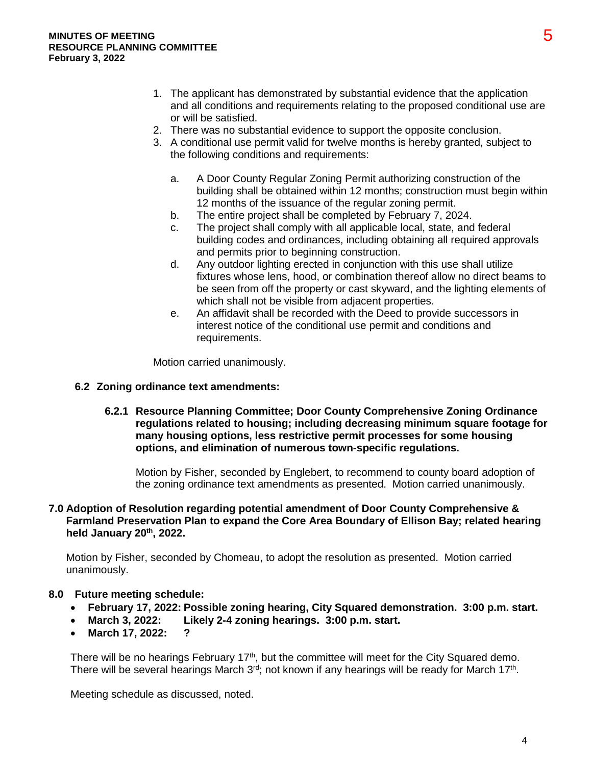1. The applicant has demonstrated by substantial evidence that the application and all conditions and requirements relating to the proposed conditional use are or will be satisfied.
2. There was no substantial evidence to support the opposite conclusion.
3. A conditional use permit valid for twelve months is hereby granted, subject to the following conditions and requirements:

   a. A Door County Regular Zoning Permit authorizing construction of the building shall be obtained within 12 months; construction must begin within 12 months of the issuance of the regular zoning permit.
   b. The entire project shall be completed by February 7, 2024.
   c. The project shall comply with all applicable local, state, and federal building codes and ordinances, including obtaining all required approvals and permits prior to beginning construction.
   d. Any outdoor lighting erected in conjunction with this use shall utilize fixtures whose lens, hood, or combination thereof allow no direct beams to be seen from off the property or cast skyward, and the lighting elements of which shall not be visible from adjacent properties.
   e. An affidavit shall be recorded with the Deed to provide successors in interest notice of the conditional use permit and conditions and requirements.

Motion carried unanimously.

### 6.2 Zoning ordinance text amendments:

#### 6.2.1 Resource Planning Committee; Door County Comprehensive Zoning Ordinance regulations related to housing; including decreasing minimum square footage for many housing options, less restrictive permit processes for some housing options, and elimination of numerous town-specific regulations.

Motion by Fisher, seconded by Englebert, to recommend to county board adoption of the zoning ordinance text amendments as presented. Motion carried unanimously.

## 7.0 Adoption of Resolution regarding potential amendment of Door County Comprehensive & Farmland Preservation Plan to expand the Core Area Boundary of Ellison Bay; related hearing held January 20th, 2022.

Motion by Fisher, seconded by Chomeau, to adopt the resolution as presented. Motion carried unanimously.

## 8.0 Future meeting schedule:

- **February 17, 2022: Possible zoning hearing, City Squared demonstration. 3:00 p.m. start.**
- **March 3, 2022: Likely 2-4 zoning hearings. 3:00 p.m. start.**
- **March 17, 2022: ?**

There will be no hearings February 17th, but the committee will meet for the City Squared demo. There will be several hearings March 3rd; not known if any hearings will be ready for March 17th.

Meeting schedule as discussed, noted.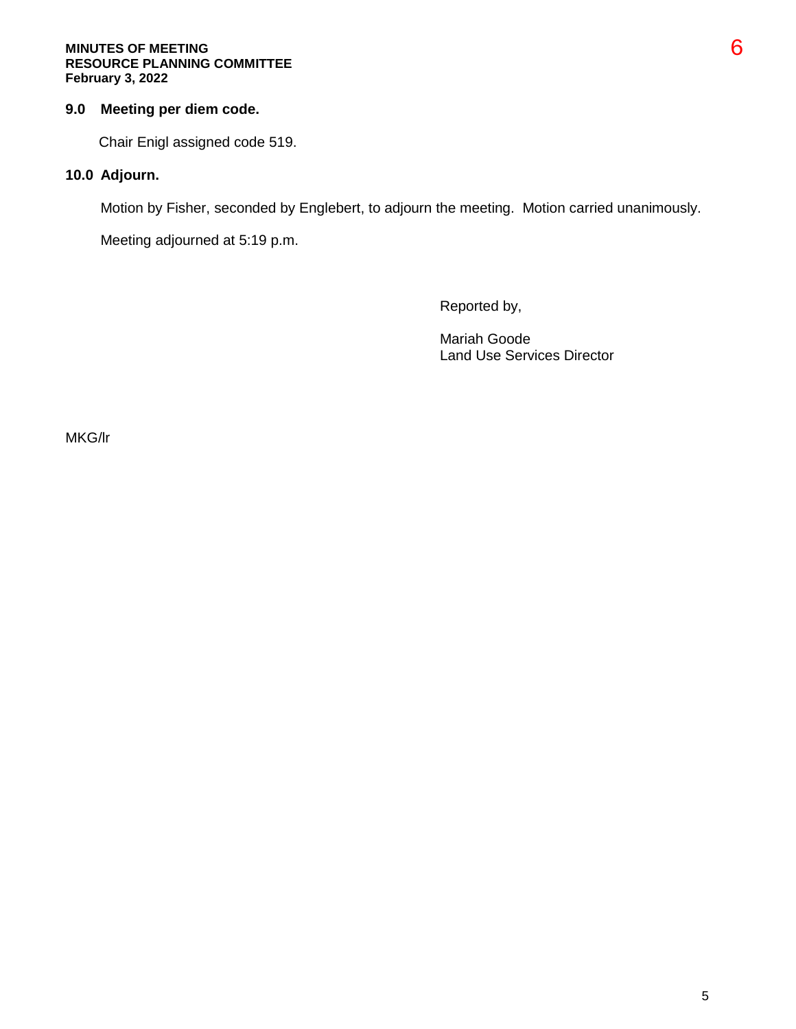## 9.0 Meeting per diem code.

Chair Enigl assigned code 519.

## 10.0 Adjourn.

Motion by Fisher, seconded by Englebert, to adjourn the meeting. Motion carried unanimously.

Meeting adjourned at 5:19 p.m.

Reported by,

Mariah Goode
Land Use Services Director

MKG/lr